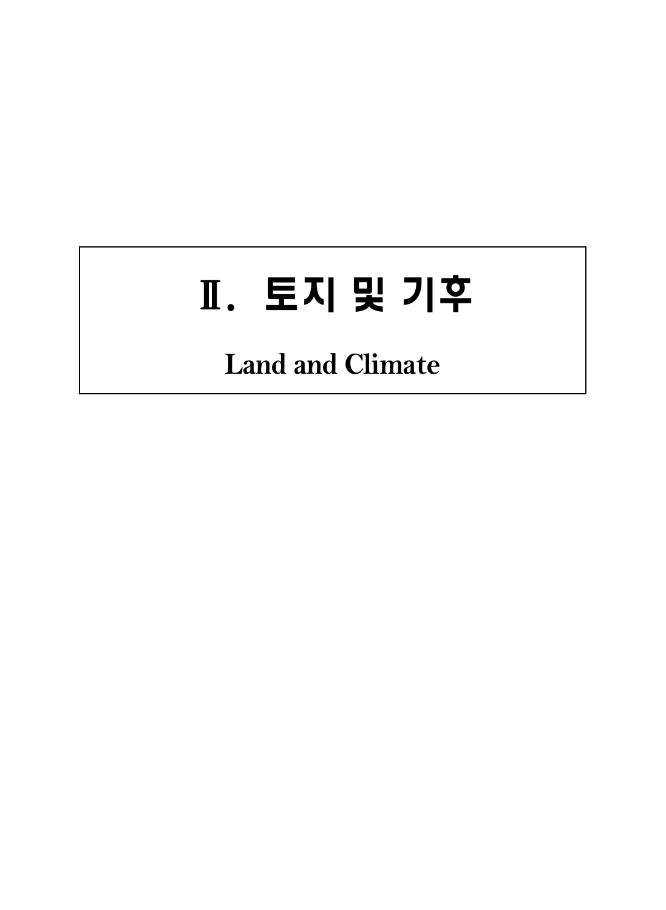# Ⅱ. 토지 및 기후

**Land and Climate**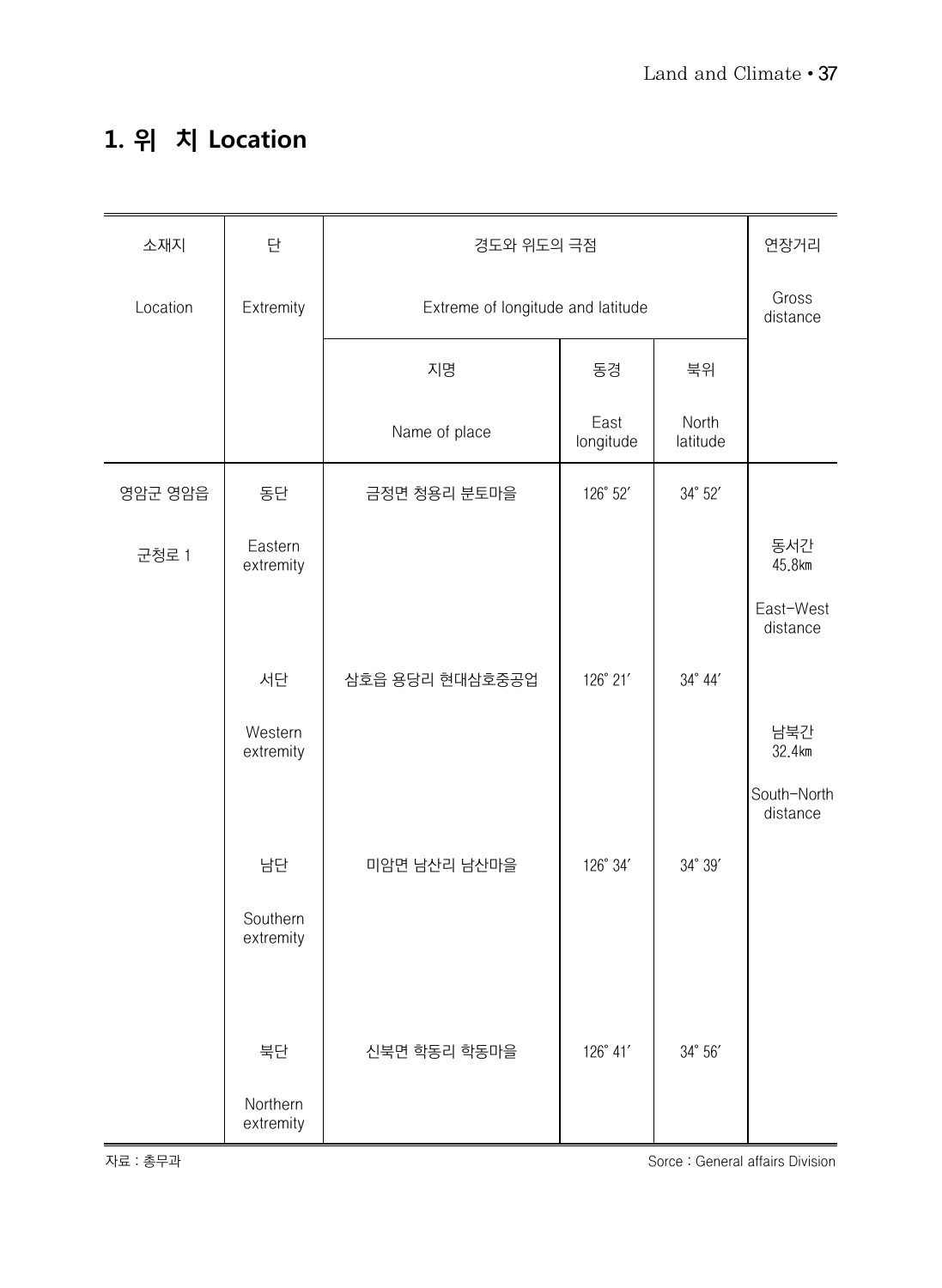## 1. 위 치 Location

| 소재지<br>Location | 단<br>Extremity | 경도와 위도의 극점<br>Extreme of longitude and latitude | | | 연장거리<br>Gross distance |
|---|---|---|---|---|---|
| | | 지명<br>Name of place | 동경<br>East longitude | 북위<br>North latitude | |
| 영암군 영암읍<br>군청로 1 | 동단<br>Eastern extremity | 금정면 청용리 분토마을 | 126° 52′ | 34° 52′ | 동서간<br>45.8㎞<br>East-West distance |
| | 서단<br>Western extremity | 삼호읍 용당리 현대삼호중공업 | 126° 21′ | 34° 44′ | 남북간<br>32.4㎞<br>South-North distance |
| | 남단<br>Southern extremity | 미암면 남산리 남산마을 | 126° 34′ | 34° 39′ | |
| | 북단<br>Northern extremity | 신북면 학동리 학동마을 | 126° 41′ | 34° 56′ | |

자료 : 총무과 　　Sorce : General affairs Division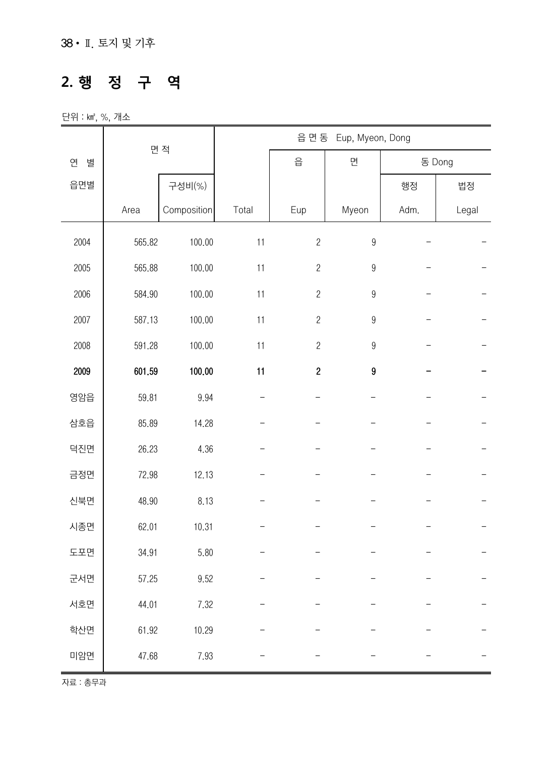## 2. 행 정 구 역

단위 : ㎢, %, 개소

| 연 별<br>읍면별 | 면 적<br>Area | 구성비(%)<br>Composition | 읍 면 동 Eup, Myeon, Dong<br>Total | 읍<br>Eup | 면<br>Myeon | 동 Dong<br>행정<br>Adm. | 법정<br>Legal |
|---|---|---|---|---|---|---|---|
| 2004 | 565.82 | 100.00 | 11 | 2 | 9 | - | - |
| 2005 | 565.88 | 100.00 | 11 | 2 | 9 | - | - |
| 2006 | 584.90 | 100.00 | 11 | 2 | 9 | - | - |
| 2007 | 587.13 | 100.00 | 11 | 2 | 9 | - | - |
| 2008 | 591.28 | 100.00 | 11 | 2 | 9 | - | - |
| **2009** | **601.59** | **100.00** | **11** | **2** | **9** | **-** | **-** |
| 영암읍 | 59.81 | 9.94 | - | - | - | - | - |
| 삼호읍 | 85.89 | 14.28 | - | - | - | - | - |
| 덕진면 | 26.23 | 4.36 | - | - | - | - | - |
| 금정면 | 72.98 | 12.13 | - | - | - | - | - |
| 신북면 | 48.90 | 8.13 | - | - | - | - | - |
| 시종면 | 62.01 | 10.31 | - | - | - | - | - |
| 도포면 | 34.91 | 5.80 | - | - | - | - | - |
| 군서면 | 57.25 | 9.52 | - | - | - | - | - |
| 서호면 | 44.01 | 7.32 | - | - | - | - | - |
| 학산면 | 61.92 | 10.29 | - | - | - | - | - |
| 미암면 | 47.68 | 7.93 | - | - | - | - | - |

자료 : 총무과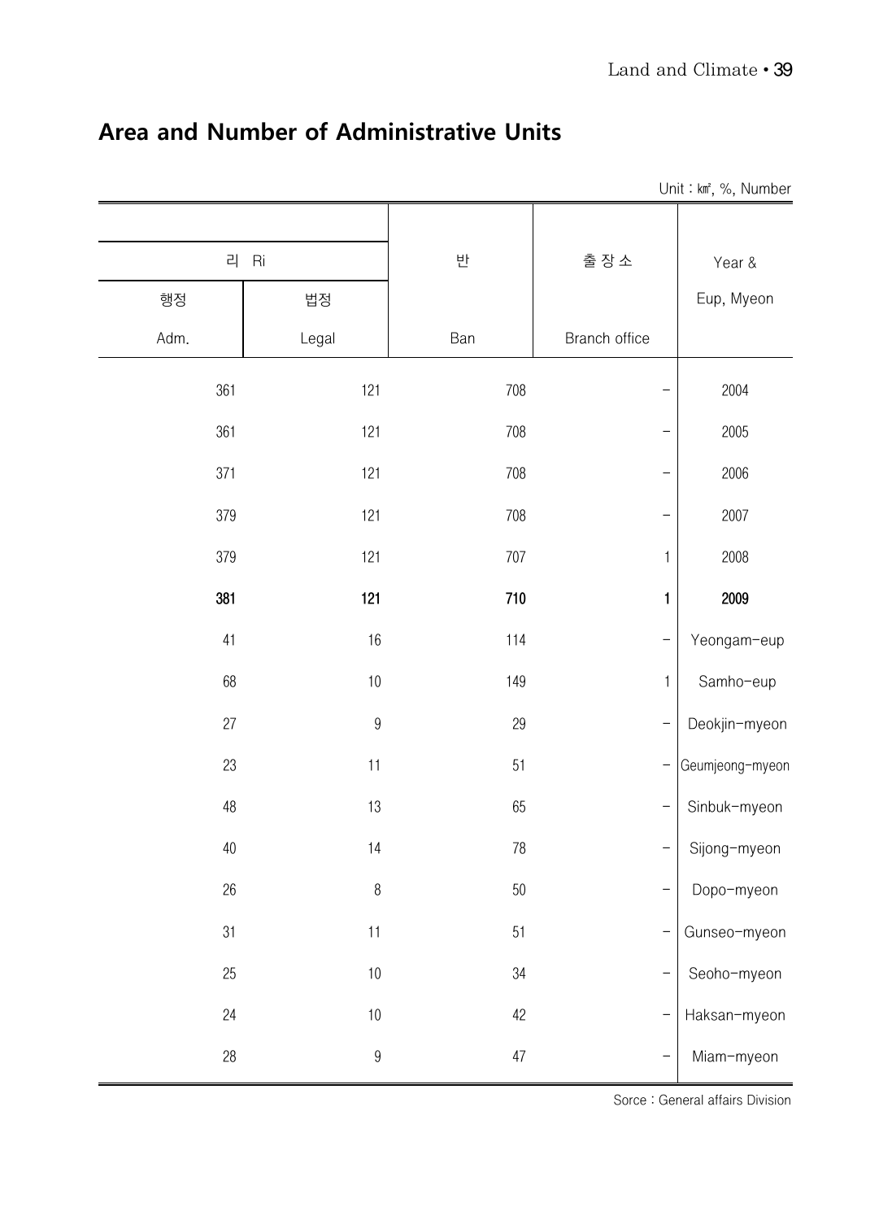## Area and Number of Administrative Units

Unit : ㎢, %, Number

| 리 Ri | | 반 | 출 장 소 | Year & |
|---|---|---|---|---|
| 행정 | 법정 | | | Eup, Myeon |
| Adm. | Legal | Ban | Branch office | |
| 361 | 121 | 708 | - | 2004 |
| 361 | 121 | 708 | - | 2005 |
| 371 | 121 | 708 | - | 2006 |
| 379 | 121 | 708 | - | 2007 |
| 379 | 121 | 707 | 1 | 2008 |
| **381** | **121** | **710** | **1** | **2009** |
| 41 | 16 | 114 | - | Yeongam-eup |
| 68 | 10 | 149 | 1 | Samho-eup |
| 27 | 9 | 29 | - | Deokjin-myeon |
| 23 | 11 | 51 | - | Geumjeong-myeon |
| 48 | 13 | 65 | - | Sinbuk-myeon |
| 40 | 14 | 78 | - | Sijong-myeon |
| 26 | 8 | 50 | - | Dopo-myeon |
| 31 | 11 | 51 | - | Gunseo-myeon |
| 25 | 10 | 34 | - | Seoho-myeon |
| 24 | 10 | 42 | - | Haksan-myeon |
| 28 | 9 | 47 | - | Miam-myeon |

Sorce : General affairs Division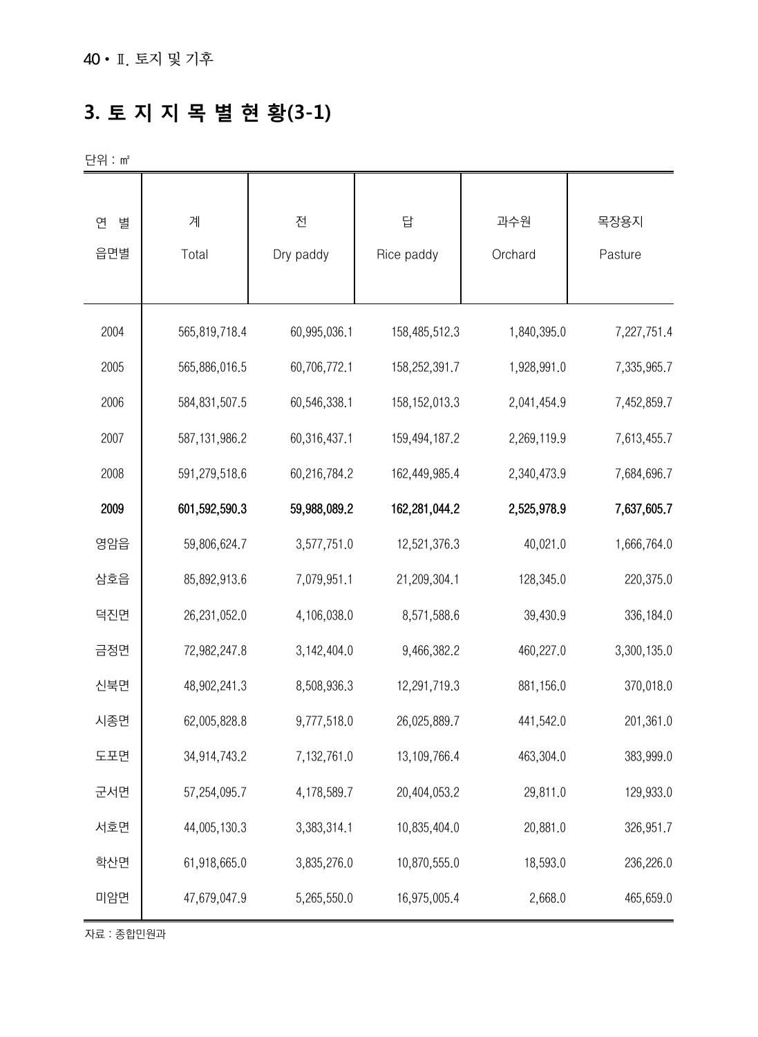# 3. 토 지 지 목 별 현 황(3-1)

단위 : ㎡

| 연 별<br>읍면별 | 계<br>Total | 전<br>Dry paddy | 답<br>Rice paddy | 과수원<br>Orchard | 목장용지<br>Pasture |
|---|---|---|---|---|---|
| 2004 | 565,819,718.4 | 60,995,036.1 | 158,485,512.3 | 1,840,395.0 | 7,227,751.4 |
| 2005 | 565,886,016.5 | 60,706,772.1 | 158,252,391.7 | 1,928,991.0 | 7,335,965.7 |
| 2006 | 584,831,507.5 | 60,546,338.1 | 158,152,013.3 | 2,041,454.9 | 7,452,859.7 |
| 2007 | 587,131,986.2 | 60,316,437.1 | 159,494,187.2 | 2,269,119.9 | 7,613,455.7 |
| 2008 | 591,279,518.6 | 60,216,784.2 | 162,449,985.4 | 2,340,473.9 | 7,684,696.7 |
| **2009** | **601,592,590.3** | **59,988,089.2** | **162,281,044.2** | **2,525,978.9** | **7,637,605.7** |
| 영암읍 | 59,806,624.7 | 3,577,751.0 | 12,521,376.3 | 40,021.0 | 1,666,764.0 |
| 삼호읍 | 85,892,913.6 | 7,079,951.1 | 21,209,304.1 | 128,345.0 | 220,375.0 |
| 덕진면 | 26,231,052.0 | 4,106,038.0 | 8,571,588.6 | 39,430.9 | 336,184.0 |
| 금정면 | 72,982,247.8 | 3,142,404.0 | 9,466,382.2 | 460,227.0 | 3,300,135.0 |
| 신북면 | 48,902,241.3 | 8,508,936.3 | 12,291,719.3 | 881,156.0 | 370,018.0 |
| 시종면 | 62,005,828.8 | 9,777,518.0 | 26,025,889.7 | 441,542.0 | 201,361.0 |
| 도포면 | 34,914,743.2 | 7,132,761.0 | 13,109,766.4 | 463,304.0 | 383,999.0 |
| 군서면 | 57,254,095.7 | 4,178,589.7 | 20,404,053.2 | 29,811.0 | 129,933.0 |
| 서호면 | 44,005,130.3 | 3,383,314.1 | 10,835,404.0 | 20,881.0 | 326,951.7 |
| 학산면 | 61,918,665.0 | 3,835,276.0 | 10,870,555.0 | 18,593.0 | 236,226.0 |
| 미암면 | 47,679,047.9 | 5,265,550.0 | 16,975,005.4 | 2,668.0 | 465,659.0 |

자료 : 종합민원과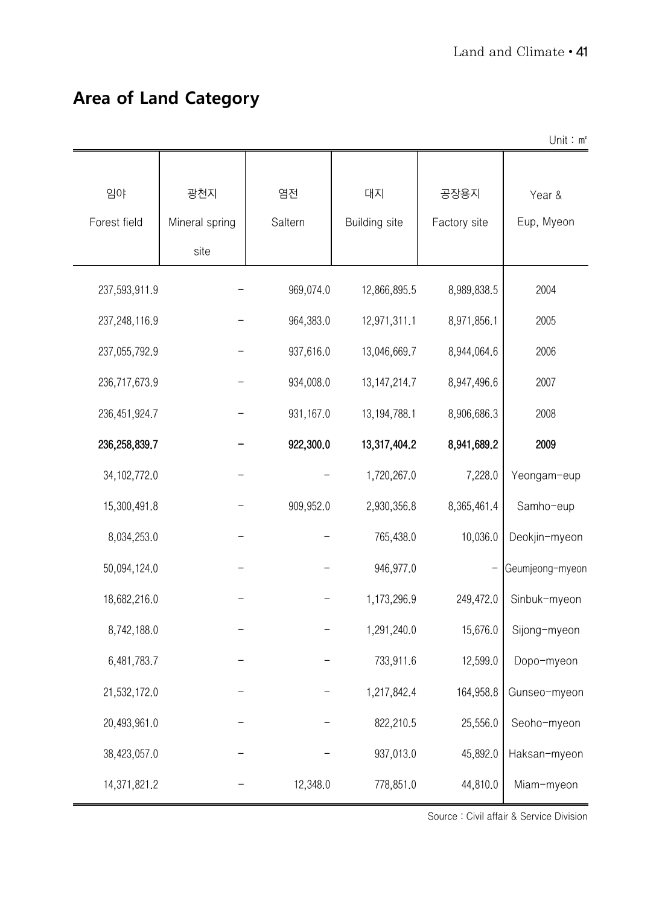# Area of Land Category

Unit : ㎡

| 임야<br>Forest field | 광천지<br>Mineral spring site | 염전<br>Saltern | 대지<br>Building site | 공장용지<br>Factory site | Year &<br>Eup, Myeon |
|---|---|---|---|---|---|
| 237,593,911.9 | - | 969,074.0 | 12,866,895.5 | 8,989,838.5 | 2004 |
| 237,248,116.9 | - | 964,383.0 | 12,971,311.1 | 8,971,856.1 | 2005 |
| 237,055,792.9 | - | 937,616.0 | 13,046,669.7 | 8,944,064.6 | 2006 |
| 236,717,673.9 | - | 934,008.0 | 13,147,214.7 | 8,947,496.6 | 2007 |
| 236,451,924.7 | - | 931,167.0 | 13,194,788.1 | 8,906,686.3 | 2008 |
| **236,258,839.7** | **-** | **922,300.0** | **13,317,404.2** | **8,941,689.2** | **2009** |
| 34,102,772.0 | - | - | 1,720,267.0 | 7,228.0 | Yeongam-eup |
| 15,300,491.8 | - | 909,952.0 | 2,930,356.8 | 8,365,461.4 | Samho-eup |
| 8,034,253.0 | - | - | 765,438.0 | 10,036.0 | Deokjin-myeon |
| 50,094,124.0 | - | - | 946,977.0 | - | Geumjeong-myeon |
| 18,682,216.0 | - | - | 1,173,296.9 | 249,472.0 | Sinbuk-myeon |
| 8,742,188.0 | - | - | 1,291,240.0 | 15,676.0 | Sijong-myeon |
| 6,481,783.7 | - | - | 733,911.6 | 12,599.0 | Dopo-myeon |
| 21,532,172.0 | - | - | 1,217,842.4 | 164,958.8 | Gunseo-myeon |
| 20,493,961.0 | - | - | 822,210.5 | 25,556.0 | Seoho-myeon |
| 38,423,057.0 | - | - | 937,013.0 | 45,892.0 | Haksan-myeon |
| 14,371,821.2 | - | 12,348.0 | 778,851.0 | 44,810.0 | Miam-myeon |

Source : Civil affair & Service Division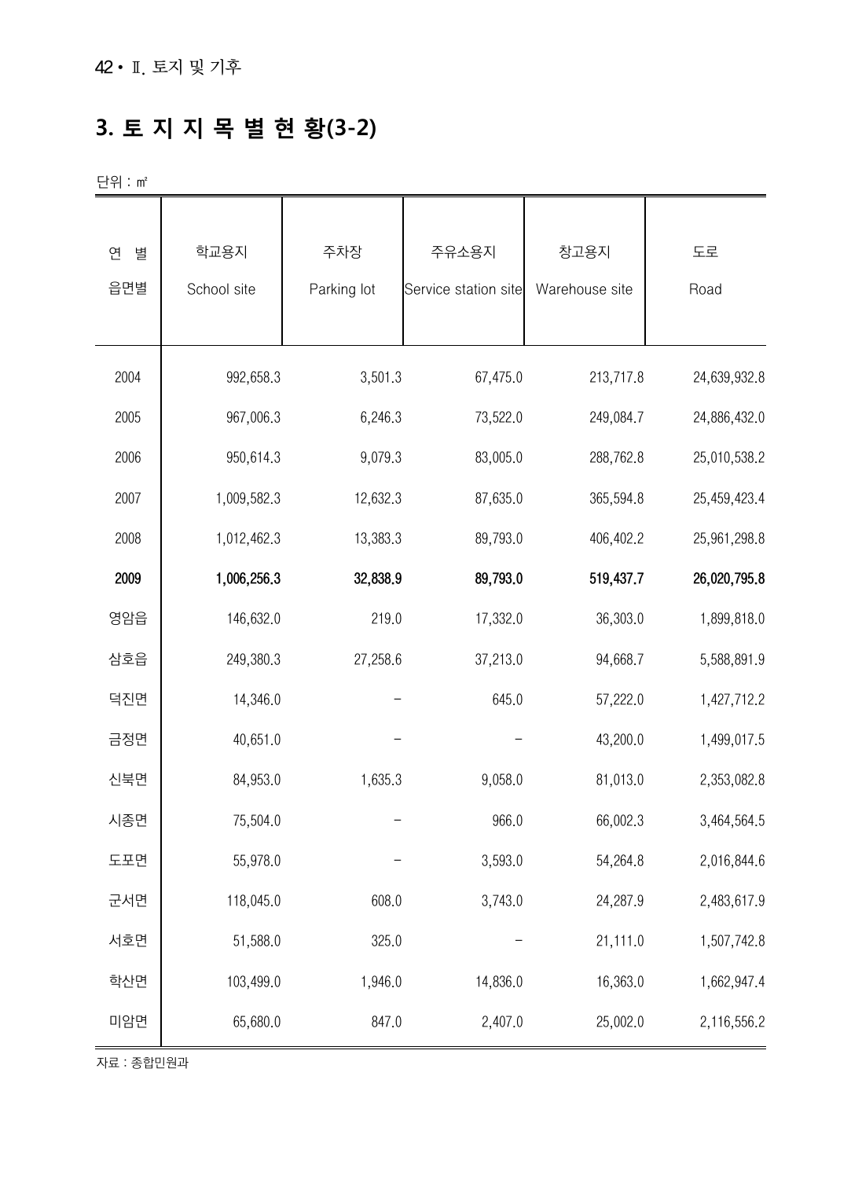## 3. 토 지 지 목 별 현 황(3-2)

단위 : ㎡

| 연 별<br>읍면별 | 학교용지<br>School site | 주차장<br>Parking lot | 주유소용지<br>Service station site | 창고용지<br>Warehouse site | 도로<br>Road |
|---|---|---|---|---|---|
| 2004 | 992,658.3 | 3,501.3 | 67,475.0 | 213,717.8 | 24,639,932.8 |
| 2005 | 967,006.3 | 6,246.3 | 73,522.0 | 249,084.7 | 24,886,432.0 |
| 2006 | 950,614.3 | 9,079.3 | 83,005.0 | 288,762.8 | 25,010,538.2 |
| 2007 | 1,009,582.3 | 12,632.3 | 87,635.0 | 365,594.8 | 25,459,423.4 |
| 2008 | 1,012,462.3 | 13,383.3 | 89,793.0 | 406,402.2 | 25,961,298.8 |
| **2009** | **1,006,256.3** | **32,838.9** | **89,793.0** | **519,437.7** | **26,020,795.8** |
| 영암읍 | 146,632.0 | 219.0 | 17,332.0 | 36,303.0 | 1,899,818.0 |
| 삼호읍 | 249,380.3 | 27,258.6 | 37,213.0 | 94,668.7 | 5,588,891.9 |
| 덕진면 | 14,346.0 | - | 645.0 | 57,222.0 | 1,427,712.2 |
| 금정면 | 40,651.0 | - | - | 43,200.0 | 1,499,017.5 |
| 신북면 | 84,953.0 | 1,635.3 | 9,058.0 | 81,013.0 | 2,353,082.8 |
| 시종면 | 75,504.0 | - | 966.0 | 66,002.3 | 3,464,564.5 |
| 도포면 | 55,978.0 | - | 3,593.0 | 54,264.8 | 2,016,844.6 |
| 군서면 | 118,045.0 | 608.0 | 3,743.0 | 24,287.9 | 2,483,617.9 |
| 서호면 | 51,588.0 | 325.0 | - | 21,111.0 | 1,507,742.8 |
| 학산면 | 103,499.0 | 1,946.0 | 14,836.0 | 16,363.0 | 1,662,947.4 |
| 미암면 | 65,680.0 | 847.0 | 2,407.0 | 25,002.0 | 2,116,556.2 |

자료 : 종합민원과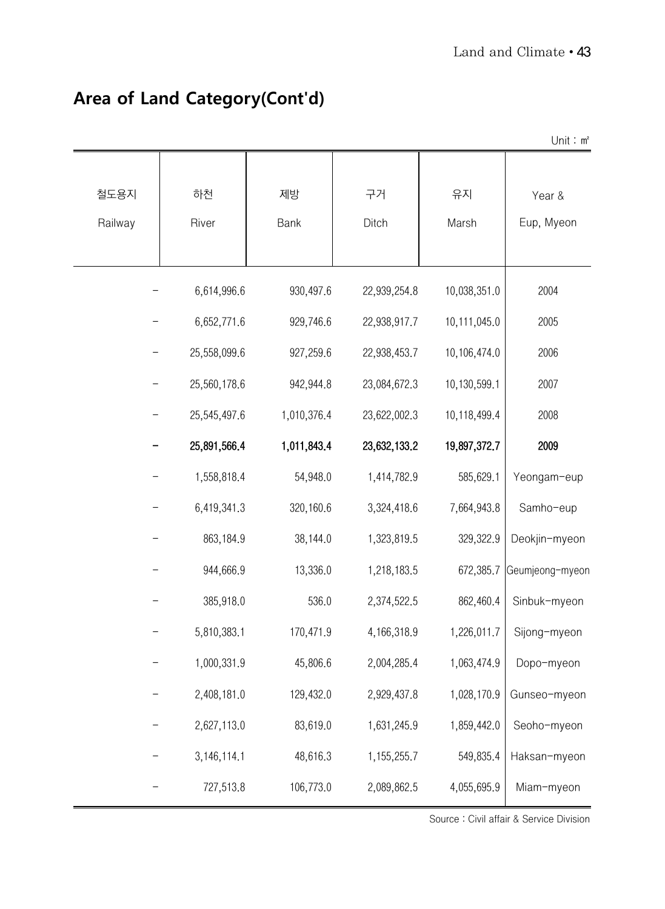## Area of Land Category(Cont'd)

Unit : ㎡

| 철도용지 Railway | 하천 River | 제방 Bank | 구거 Ditch | 유지 Marsh | Year & Eup, Myeon |
|---|---|---|---|---|---|
| - | 6,614,996.6 | 930,497.6 | 22,939,254.8 | 10,038,351.0 | 2004 |
| - | 6,652,771.6 | 929,746.6 | 22,938,917.7 | 10,111,045.0 | 2005 |
| - | 25,558,099.6 | 927,259.6 | 22,938,453.7 | 10,106,474.0 | 2006 |
| - | 25,560,178.6 | 942,944.8 | 23,084,672.3 | 10,130,599.1 | 2007 |
| - | 25,545,497.6 | 1,010,376.4 | 23,622,002.3 | 10,118,499.4 | 2008 |
| **-** | **25,891,566.4** | **1,011,843.4** | **23,632,133.2** | **19,897,372.7** | **2009** |
| - | 1,558,818.4 | 54,948.0 | 1,414,782.9 | 585,629.1 | Yeongam-eup |
| - | 6,419,341.3 | 320,160.6 | 3,324,418.6 | 7,664,943.8 | Samho-eup |
| - | 863,184.9 | 38,144.0 | 1,323,819.5 | 329,322.9 | Deokjin-myeon |
| - | 944,666.9 | 13,336.0 | 1,218,183.5 | 672,385.7 | Geumjeong-myeon |
| - | 385,918.0 | 536.0 | 2,374,522.5 | 862,460.4 | Sinbuk-myeon |
| - | 5,810,383.1 | 170,471.9 | 4,166,318.9 | 1,226,011.7 | Sijong-myeon |
| - | 1,000,331.9 | 45,806.6 | 2,004,285.4 | 1,063,474.9 | Dopo-myeon |
| - | 2,408,181.0 | 129,432.0 | 2,929,437.8 | 1,028,170.9 | Gunseo-myeon |
| - | 2,627,113.0 | 83,619.0 | 1,631,245.9 | 1,859,442.0 | Seoho-myeon |
| - | 3,146,114.1 | 48,616.3 | 1,155,255.7 | 549,835.4 | Haksan-myeon |
| - | 727,513.8 | 106,773.0 | 2,089,862.5 | 4,055,695.9 | Miam-myeon |

Source : Civil affair & Service Division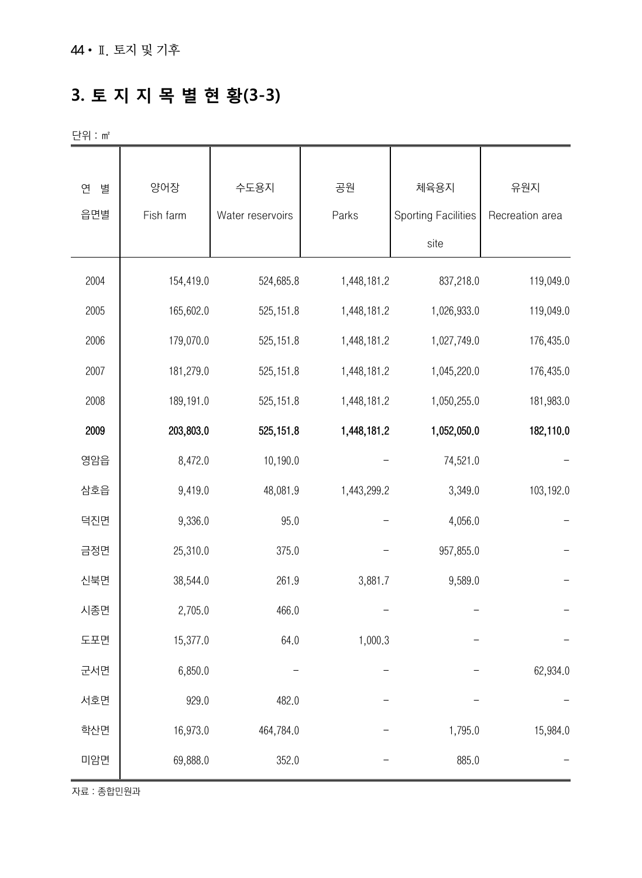## 3. 토 지 지 목 별 현 황(3-3)

단위 : ㎡

| 연 별<br>읍면별 | 양어장<br>Fish farm | 수도용지<br>Water reservoirs | 공원<br>Parks | 체육용지<br>Sporting Facilities site | 유원지<br>Recreation area |
|---|---|---|---|---|---|
| 2004 | 154,419.0 | 524,685.8 | 1,448,181.2 | 837,218.0 | 119,049.0 |
| 2005 | 165,602.0 | 525,151.8 | 1,448,181.2 | 1,026,933.0 | 119,049.0 |
| 2006 | 179,070.0 | 525,151.8 | 1,448,181.2 | 1,027,749.0 | 176,435.0 |
| 2007 | 181,279.0 | 525,151.8 | 1,448,181.2 | 1,045,220.0 | 176,435.0 |
| 2008 | 189,191.0 | 525,151.8 | 1,448,181.2 | 1,050,255.0 | 181,983.0 |
| **2009** | **203,803.0** | **525,151.8** | **1,448,181.2** | **1,052,050.0** | **182,110.0** |
| 영암읍 | 8,472.0 | 10,190.0 | - | 74,521.0 | - |
| 삼호읍 | 9,419.0 | 48,081.9 | 1,443,299.2 | 3,349.0 | 103,192.0 |
| 덕진면 | 9,336.0 | 95.0 | - | 4,056.0 | - |
| 금정면 | 25,310.0 | 375.0 | - | 957,855.0 | - |
| 신북면 | 38,544.0 | 261.9 | 3,881.7 | 9,589.0 | - |
| 시종면 | 2,705.0 | 466.0 | - | - | - |
| 도포면 | 15,377.0 | 64.0 | 1,000.3 | - | - |
| 군서면 | 6,850.0 | - | - | - | 62,934.0 |
| 서호면 | 929.0 | 482.0 | - | - | - |
| 학산면 | 16,973.0 | 464,784.0 | - | 1,795.0 | 15,984.0 |
| 미암면 | 69,888.0 | 352.0 | - | 885.0 | - |

자료 : 종합민원과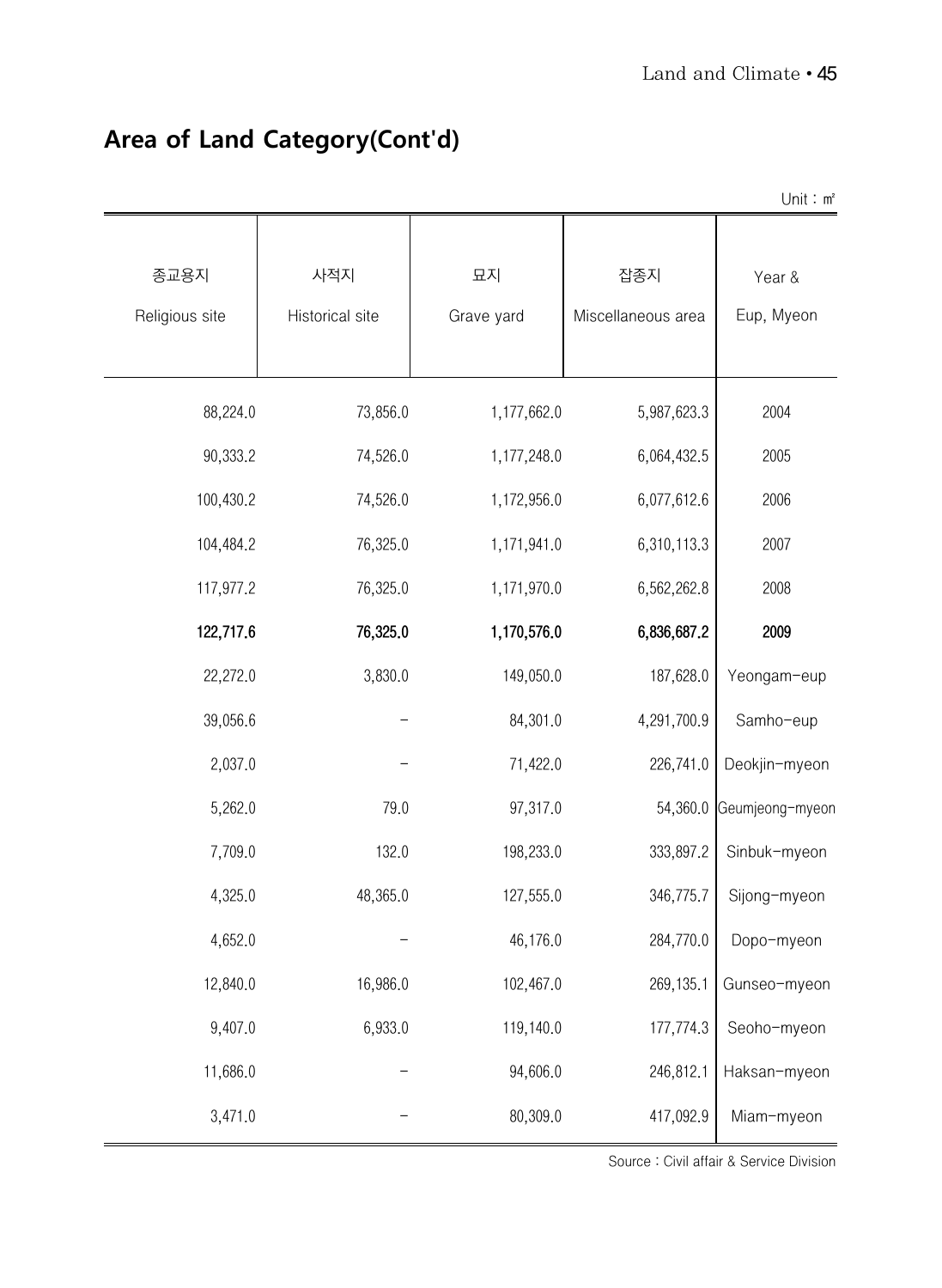## Area of Land Category(Cont'd)

Unit : ㎡

| 종교용지<br>Religious site | 사적지<br>Historical site | 묘지<br>Grave yard | 잡종지<br>Miscellaneous area | Year &<br>Eup, Myeon |
|---|---|---|---|---|
| 88,224.0 | 73,856.0 | 1,177,662.0 | 5,987,623.3 | 2004 |
| 90,333.2 | 74,526.0 | 1,177,248.0 | 6,064,432.5 | 2005 |
| 100,430.2 | 74,526.0 | 1,172,956.0 | 6,077,612.6 | 2006 |
| 104,484.2 | 76,325.0 | 1,171,941.0 | 6,310,113.3 | 2007 |
| 117,977.2 | 76,325.0 | 1,171,970.0 | 6,562,262.8 | 2008 |
| **122,717.6** | **76,325.0** | **1,170,576.0** | **6,836,687.2** | **2009** |
| 22,272.0 | 3,830.0 | 149,050.0 | 187,628.0 | Yeongam-eup |
| 39,056.6 | – | 84,301.0 | 4,291,700.9 | Samho-eup |
| 2,037.0 | – | 71,422.0 | 226,741.0 | Deokjin-myeon |
| 5,262.0 | 79.0 | 97,317.0 | 54,360.0 | Geumjeong-myeon |
| 7,709.0 | 132.0 | 198,233.0 | 333,897.2 | Sinbuk-myeon |
| 4,325.0 | 48,365.0 | 127,555.0 | 346,775.7 | Sijong-myeon |
| 4,652.0 | – | 46,176.0 | 284,770.0 | Dopo-myeon |
| 12,840.0 | 16,986.0 | 102,467.0 | 269,135.1 | Gunseo-myeon |
| 9,407.0 | 6,933.0 | 119,140.0 | 177,774.3 | Seoho-myeon |
| 11,686.0 | – | 94,606.0 | 246,812.1 | Haksan-myeon |
| 3,471.0 | – | 80,309.0 | 417,092.9 | Miam-myeon |

Source : Civil affair & Service Division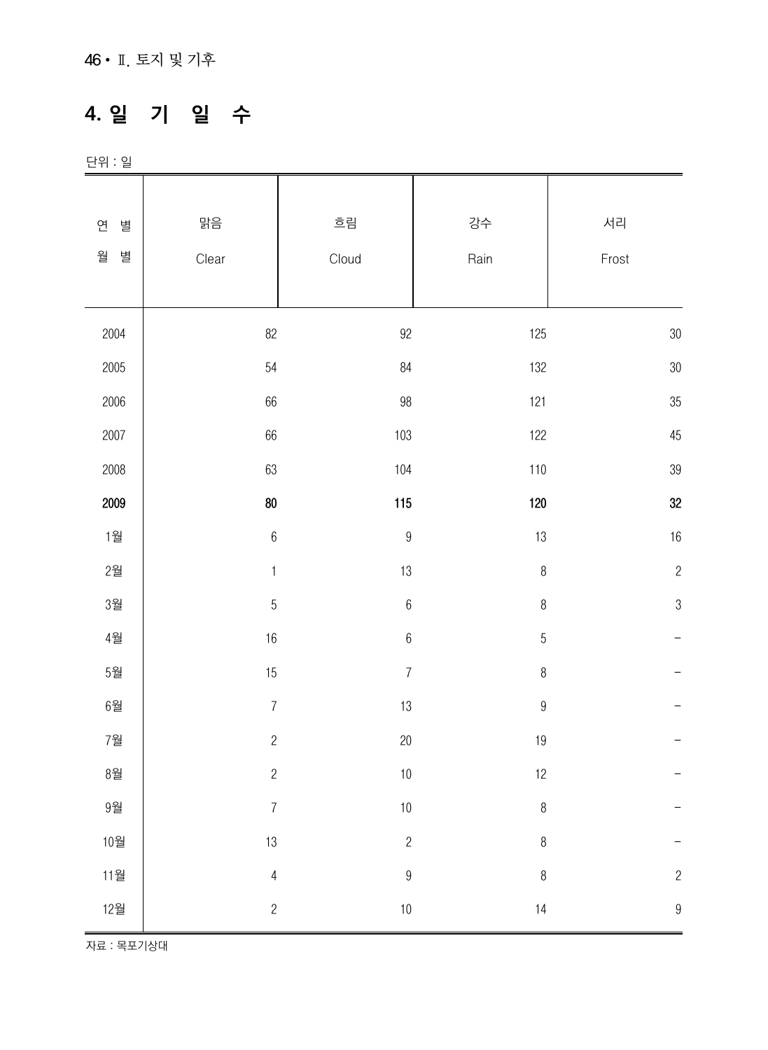## 4. 일 기 일 수

단위 : 일

| 연 별<br>월 별 | 맑음<br>Clear | 흐림<br>Cloud | 강수<br>Rain | 서리<br>Frost |
|---|---|---|---|---|
| 2004 | 82 | 92 | 125 | 30 |
| 2005 | 54 | 84 | 132 | 30 |
| 2006 | 66 | 98 | 121 | 35 |
| 2007 | 66 | 103 | 122 | 45 |
| 2008 | 63 | 104 | 110 | 39 |
| **2009** | **80** | **115** | **120** | **32** |
| 1월 | 6 | 9 | 13 | 16 |
| 2월 | 1 | 13 | 8 | 2 |
| 3월 | 5 | 6 | 8 | 3 |
| 4월 | 16 | 6 | 5 | - |
| 5월 | 15 | 7 | 8 | - |
| 6월 | 7 | 13 | 9 | - |
| 7월 | 2 | 20 | 19 | - |
| 8월 | 2 | 10 | 12 | - |
| 9월 | 7 | 10 | 8 | - |
| 10월 | 13 | 2 | 8 | - |
| 11월 | 4 | 9 | 8 | 2 |
| 12월 | 2 | 10 | 14 | 9 |

자료 : 목포기상대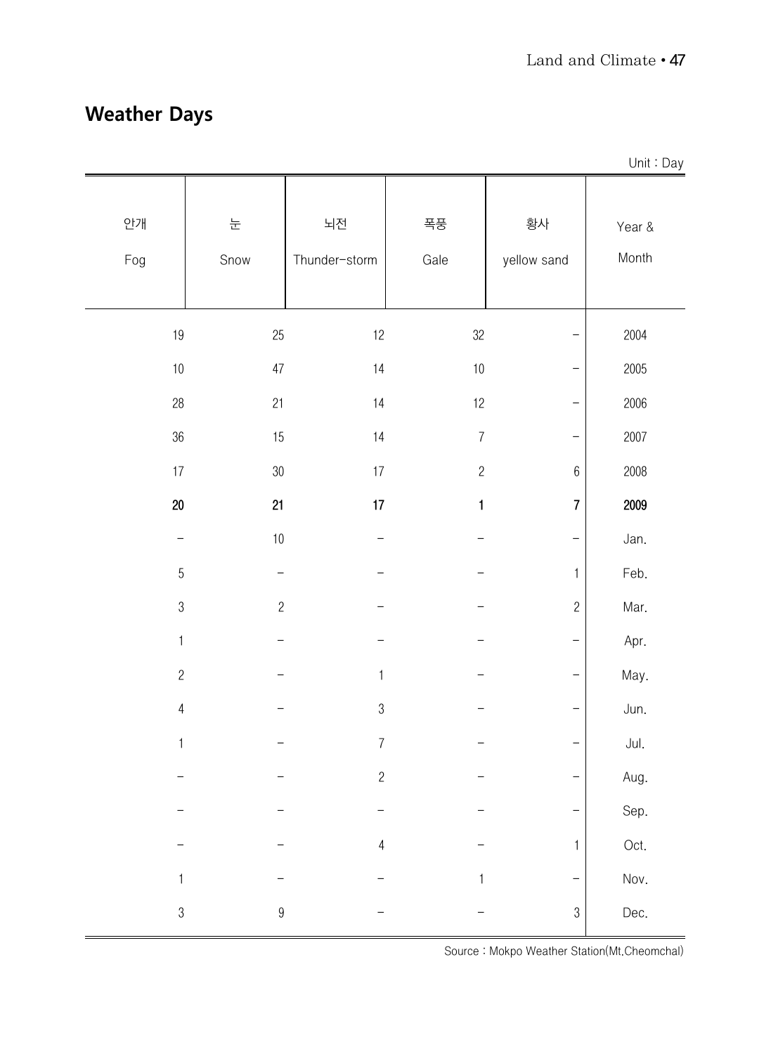# Weather Days

Unit : Day

| 안개<br>Fog | 눈<br>Snow | 뇌전<br>Thunder-storm | 폭풍<br>Gale | 황사<br>yellow sand | Year &<br>Month |
|---|---|---|---|---|---|
| 19 | 25 | 12 | 32 | – | 2004 |
| 10 | 47 | 14 | 10 | – | 2005 |
| 28 | 21 | 14 | 12 | – | 2006 |
| 36 | 15 | 14 | 7 | – | 2007 |
| 17 | 30 | 17 | 2 | 6 | 2008 |
| **20** | **21** | **17** | **1** | **7** | **2009** |
| – | 10 | – | – | – | Jan. |
| 5 | – | – | – | 1 | Feb. |
| 3 | 2 | – | – | 2 | Mar. |
| 1 | – | – | – | – | Apr. |
| 2 | – | 1 | – | – | May. |
| 4 | – | 3 | – | – | Jun. |
| 1 | – | 7 | – | – | Jul. |
| – | – | 2 | – | – | Aug. |
| – | – | – | – | – | Sep. |
| – | – | 4 | – | 1 | Oct. |
| 1 | – | – | 1 | – | Nov. |
| 3 | 9 | – | – | 3 | Dec. |

Source : Mokpo Weather Station(Mt.Cheomchal)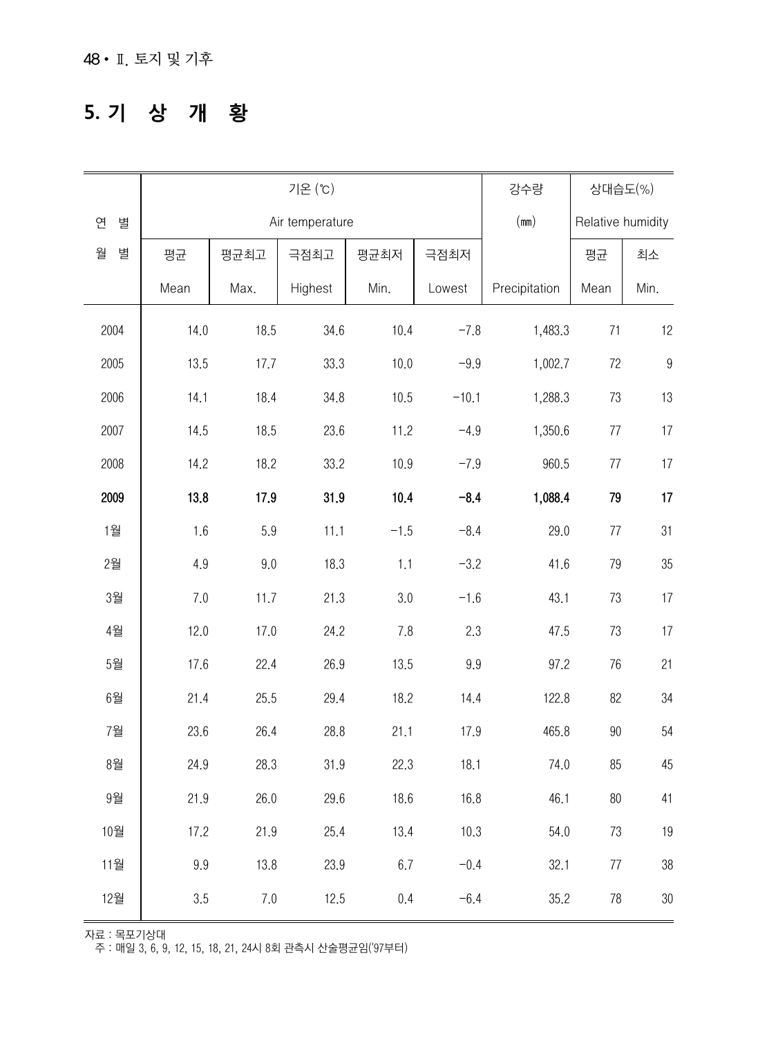## 5. 기 상 개 황

| 연 별<br>월 별 | 기온 (℃) Air temperature | | | | | 강수량 (㎜) | 상대습도(%) Relative humidity | |
|---|---|---|---|---|---|---|---|---|
| | 평균 Mean | 평균최고 Max. | 극점최고 Highest | 평균최저 Min. | 극점최저 Lowest | Precipitation | 평균 Mean | 최소 Min. |
| 2004 | 14.0 | 18.5 | 34.6 | 10.4 | -7.8 | 1,483.3 | 71 | 12 |
| 2005 | 13.5 | 17.7 | 33.3 | 10.0 | -9.9 | 1,002.7 | 72 | 9 |
| 2006 | 14.1 | 18.4 | 34.8 | 10.5 | -10.1 | 1,288.3 | 73 | 13 |
| 2007 | 14.5 | 18.5 | 23.6 | 11.2 | -4.9 | 1,350.6 | 77 | 17 |
| 2008 | 14.2 | 18.2 | 33.2 | 10.9 | -7.9 | 960.5 | 77 | 17 |
| **2009** | **13.8** | **17.9** | **31.9** | **10.4** | **-8.4** | **1,088.4** | **79** | **17** |
| 1월 | 1.6 | 5.9 | 11.1 | -1.5 | -8.4 | 29.0 | 77 | 31 |
| 2월 | 4.9 | 9.0 | 18.3 | 1.1 | -3.2 | 41.6 | 79 | 35 |
| 3월 | 7.0 | 11.7 | 21.3 | 3.0 | -1.6 | 43.1 | 73 | 17 |
| 4월 | 12.0 | 17.0 | 24.2 | 7.8 | 2.3 | 47.5 | 73 | 17 |
| 5월 | 17.6 | 22.4 | 26.9 | 13.5 | 9.9 | 97.2 | 76 | 21 |
| 6월 | 21.4 | 25.5 | 29.4 | 18.2 | 14.4 | 122.8 | 82 | 34 |
| 7월 | 23.6 | 26.4 | 28.8 | 21.1 | 17.9 | 465.8 | 90 | 54 |
| 8월 | 24.9 | 28.3 | 31.9 | 22.3 | 18.1 | 74.0 | 85 | 45 |
| 9월 | 21.9 | 26.0 | 29.6 | 18.6 | 16.8 | 46.1 | 80 | 41 |
| 10월 | 17.2 | 21.9 | 25.4 | 13.4 | 10.3 | 54.0 | 73 | 19 |
| 11월 | 9.9 | 13.8 | 23.9 | 6.7 | -0.4 | 32.1 | 77 | 38 |
| 12월 | 3.5 | 7.0 | 12.5 | 0.4 | -6.4 | 35.2 | 78 | 30 |

자료 : 목포기상대
주 : 매일 3, 6, 9, 12, 15, 18, 21, 24시 8회 관측시 산술평균임('97부터)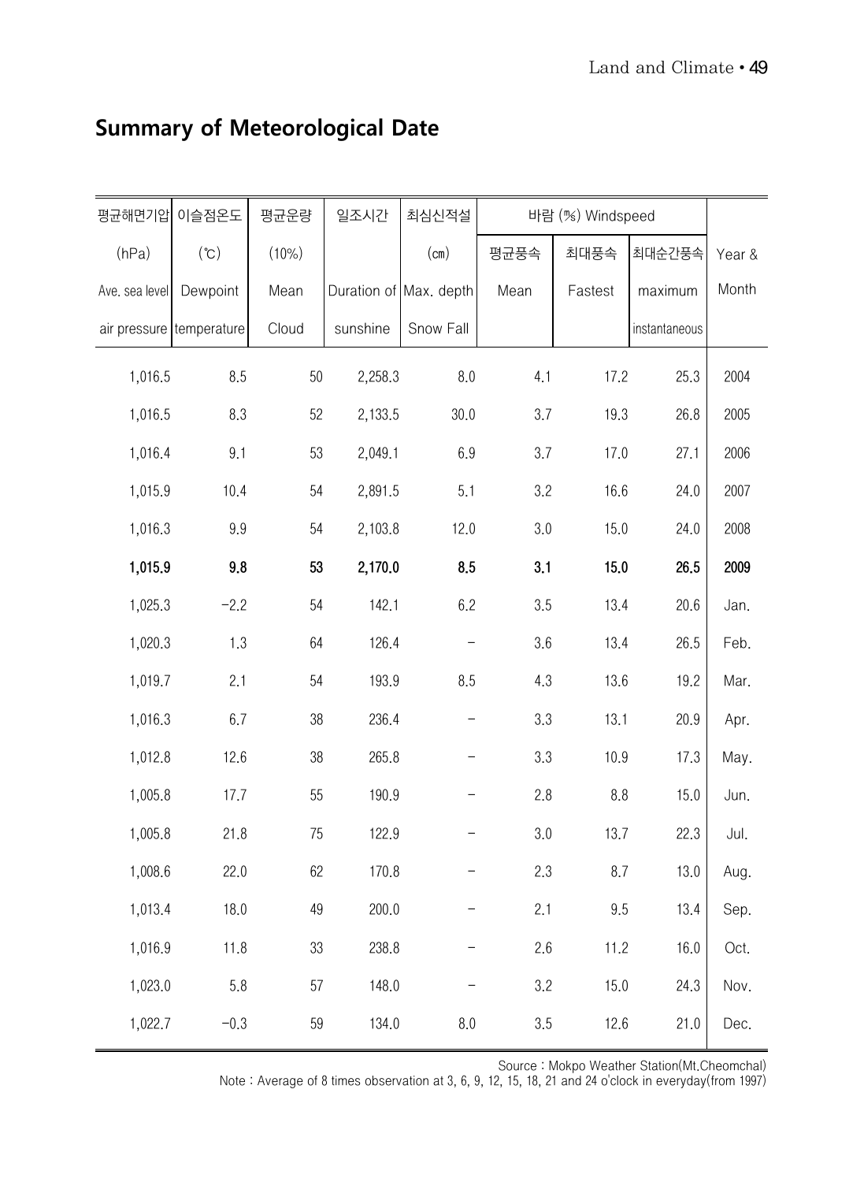## Summary of Meteorological Date

| 평균해면기압 (hPa) Ave. sea level air pressure | 이슬점온도 (℃) Dewpoint temperature | 평균운량 (10%) Mean Cloud | 일조시간 Duration of sunshine | 최심신적설 (㎝) Max. depth Snow Fall | 바람 (㎧) Windspeed 평균풍속 Mean | 최대풍속 Fastest | 최대순간풍속 maximum instantaneous | Year & Month |
|---|---|---|---|---|---|---|---|---|
| 1,016.5 | 8.5 | 50 | 2,258.3 | 8.0 | 4.1 | 17.2 | 25.3 | 2004 |
| 1,016.5 | 8.3 | 52 | 2,133.5 | 30.0 | 3.7 | 19.3 | 26.8 | 2005 |
| 1,016.4 | 9.1 | 53 | 2,049.1 | 6.9 | 3.7 | 17.0 | 27.1 | 2006 |
| 1,015.9 | 10.4 | 54 | 2,891.5 | 5.1 | 3.2 | 16.6 | 24.0 | 2007 |
| 1,016.3 | 9.9 | 54 | 2,103.8 | 12.0 | 3.0 | 15.0 | 24.0 | 2008 |
| **1,015.9** | **9.8** | **53** | **2,170.0** | **8.5** | **3.1** | **15.0** | **26.5** | **2009** |
| 1,025.3 | -2.2 | 54 | 142.1 | 6.2 | 3.5 | 13.4 | 20.6 | Jan. |
| 1,020.3 | 1.3 | 64 | 126.4 | - | 3.6 | 13.4 | 26.5 | Feb. |
| 1,019.7 | 2.1 | 54 | 193.9 | 8.5 | 4.3 | 13.6 | 19.2 | Mar. |
| 1,016.3 | 6.7 | 38 | 236.4 | - | 3.3 | 13.1 | 20.9 | Apr. |
| 1,012.8 | 12.6 | 38 | 265.8 | - | 3.3 | 10.9 | 17.3 | May. |
| 1,005.8 | 17.7 | 55 | 190.9 | - | 2.8 | 8.8 | 15.0 | Jun. |
| 1,005.8 | 21.8 | 75 | 122.9 | - | 3.0 | 13.7 | 22.3 | Jul. |
| 1,008.6 | 22.0 | 62 | 170.8 | - | 2.3 | 8.7 | 13.0 | Aug. |
| 1,013.4 | 18.0 | 49 | 200.0 | - | 2.1 | 9.5 | 13.4 | Sep. |
| 1,016.9 | 11.8 | 33 | 238.8 | - | 2.6 | 11.2 | 16.0 | Oct. |
| 1,023.0 | 5.8 | 57 | 148.0 | - | 3.2 | 15.0 | 24.3 | Nov. |
| 1,022.7 | -0.3 | 59 | 134.0 | 8.0 | 3.5 | 12.6 | 21.0 | Dec. |

Source : Mokpo Weather Station(Mt.Cheomchal)

Note : Average of 8 times observation at 3, 6, 9, 12, 15, 18, 21 and 24 o'clock in everyday(from 1997)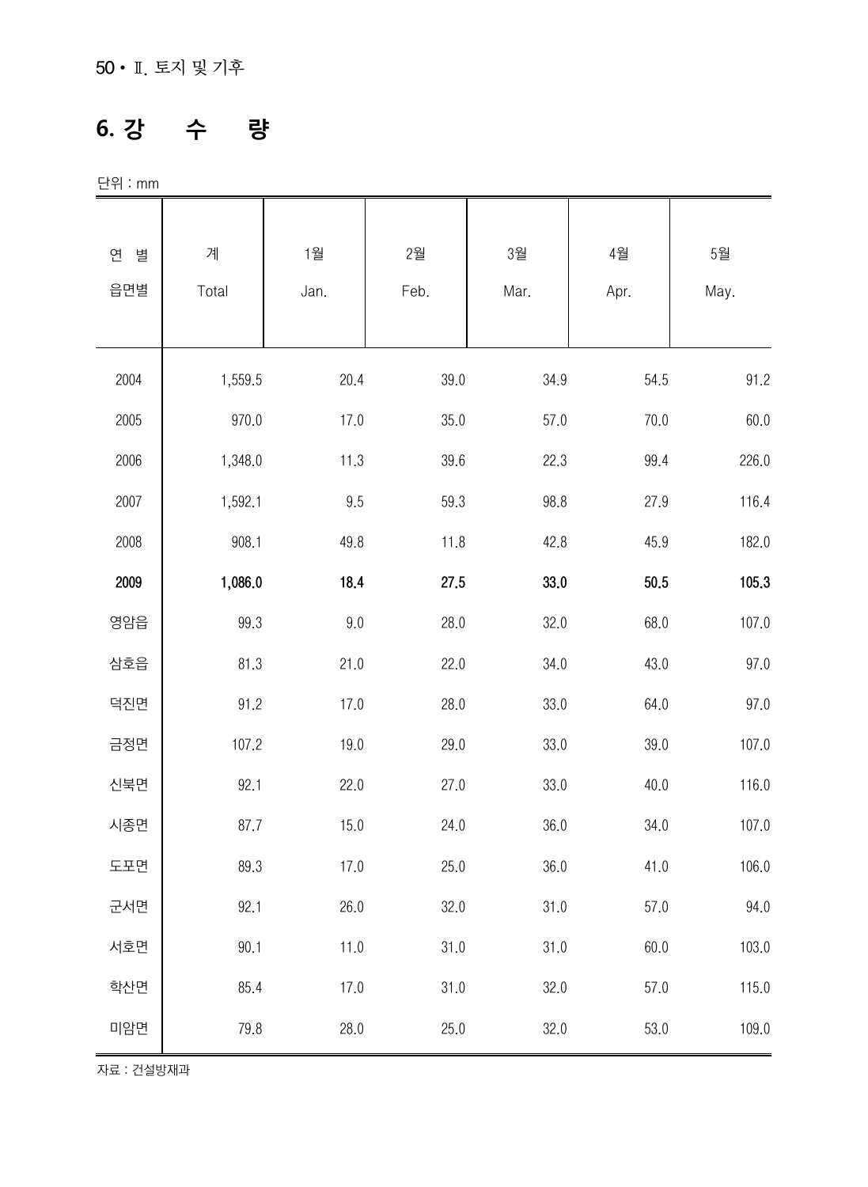## 6. 강 수 량

단위 : mm

| 연 별<br>읍면별 | 계<br>Total | 1월<br>Jan. | 2월<br>Feb. | 3월<br>Mar. | 4월<br>Apr. | 5월<br>May. |
|---|---|---|---|---|---|---|
| 2004 | 1,559.5 | 20.4 | 39.0 | 34.9 | 54.5 | 91.2 |
| 2005 | 970.0 | 17.0 | 35.0 | 57.0 | 70.0 | 60.0 |
| 2006 | 1,348.0 | 11.3 | 39.6 | 22.3 | 99.4 | 226.0 |
| 2007 | 1,592.1 | 9.5 | 59.3 | 98.8 | 27.9 | 116.4 |
| 2008 | 908.1 | 49.8 | 11.8 | 42.8 | 45.9 | 182.0 |
| **2009** | **1,086.0** | **18.4** | **27.5** | **33.0** | **50.5** | **105.3** |
| 영암읍 | 99.3 | 9.0 | 28.0 | 32.0 | 68.0 | 107.0 |
| 삼호읍 | 81.3 | 21.0 | 22.0 | 34.0 | 43.0 | 97.0 |
| 덕진면 | 91.2 | 17.0 | 28.0 | 33.0 | 64.0 | 97.0 |
| 금정면 | 107.2 | 19.0 | 29.0 | 33.0 | 39.0 | 107.0 |
| 신북면 | 92.1 | 22.0 | 27.0 | 33.0 | 40.0 | 116.0 |
| 시종면 | 87.7 | 15.0 | 24.0 | 36.0 | 34.0 | 107.0 |
| 도포면 | 89.3 | 17.0 | 25.0 | 36.0 | 41.0 | 106.0 |
| 군서면 | 92.1 | 26.0 | 32.0 | 31.0 | 57.0 | 94.0 |
| 서호면 | 90.1 | 11.0 | 31.0 | 31.0 | 60.0 | 103.0 |
| 학산면 | 85.4 | 17.0 | 31.0 | 32.0 | 57.0 | 115.0 |
| 미암면 | 79.8 | 28.0 | 25.0 | 32.0 | 53.0 | 109.0 |

자료 : 건설방재과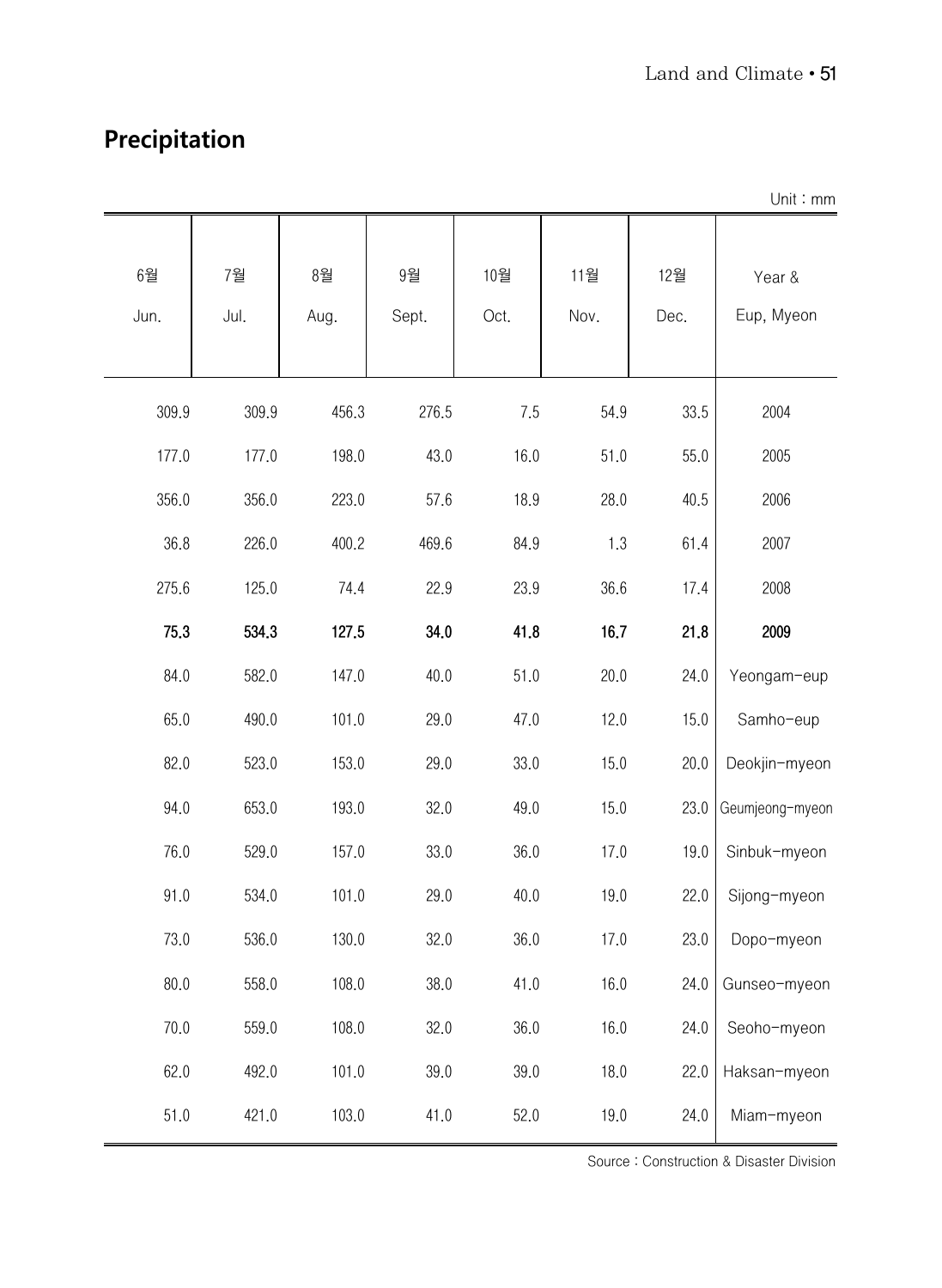## Precipitation

Unit : mm

| 6월<br>Jun. | 7월<br>Jul. | 8월<br>Aug. | 9월<br>Sept. | 10월<br>Oct. | 11월<br>Nov. | 12월<br>Dec. | Year &<br>Eup, Myeon |
|---|---|---|---|---|---|---|---|
| 309.9 | 309.9 | 456.3 | 276.5 | 7.5 | 54.9 | 33.5 | 2004 |
| 177.0 | 177.0 | 198.0 | 43.0 | 16.0 | 51.0 | 55.0 | 2005 |
| 356.0 | 356.0 | 223.0 | 57.6 | 18.9 | 28.0 | 40.5 | 2006 |
| 36.8 | 226.0 | 400.2 | 469.6 | 84.9 | 1.3 | 61.4 | 2007 |
| 275.6 | 125.0 | 74.4 | 22.9 | 23.9 | 36.6 | 17.4 | 2008 |
| **75.3** | **534.3** | **127.5** | **34.0** | **41.8** | **16.7** | **21.8** | **2009** |
| 84.0 | 582.0 | 147.0 | 40.0 | 51.0 | 20.0 | 24.0 | Yeongam-eup |
| 65.0 | 490.0 | 101.0 | 29.0 | 47.0 | 12.0 | 15.0 | Samho-eup |
| 82.0 | 523.0 | 153.0 | 29.0 | 33.0 | 15.0 | 20.0 | Deokjin-myeon |
| 94.0 | 653.0 | 193.0 | 32.0 | 49.0 | 15.0 | 23.0 | Geumjeong-myeon |
| 76.0 | 529.0 | 157.0 | 33.0 | 36.0 | 17.0 | 19.0 | Sinbuk-myeon |
| 91.0 | 534.0 | 101.0 | 29.0 | 40.0 | 19.0 | 22.0 | Sijong-myeon |
| 73.0 | 536.0 | 130.0 | 32.0 | 36.0 | 17.0 | 23.0 | Dopo-myeon |
| 80.0 | 558.0 | 108.0 | 38.0 | 41.0 | 16.0 | 24.0 | Gunseo-myeon |
| 70.0 | 559.0 | 108.0 | 32.0 | 36.0 | 16.0 | 24.0 | Seoho-myeon |
| 62.0 | 492.0 | 101.0 | 39.0 | 39.0 | 18.0 | 22.0 | Haksan-myeon |
| 51.0 | 421.0 | 103.0 | 41.0 | 52.0 | 19.0 | 24.0 | Miam-myeon |

Source : Construction & Disaster Division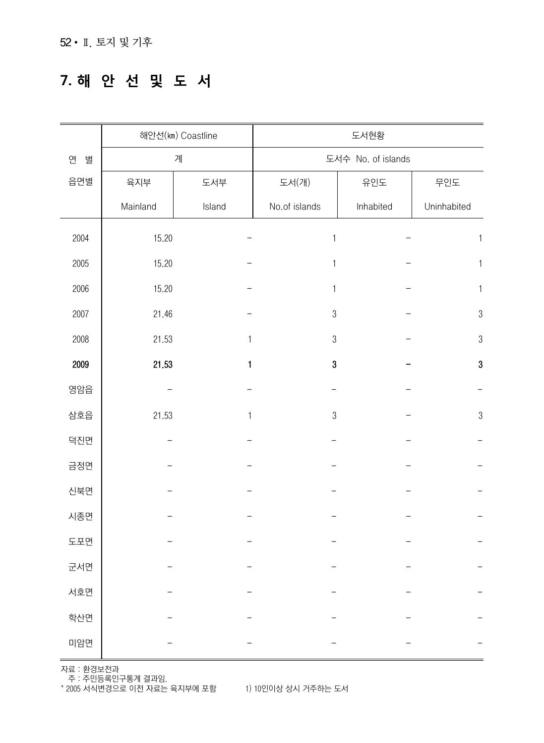## 7. 해 안 선 및 도 서

| 연 별<br>읍면별 | 해안선(㎞) Coastline | | 도서현황 | | |
|---|---|---|---|---|---|
| | 계 | | 도서수 No. of islands | | |
| | 육지부<br>Mainland | 도서부<br>Island | 도서(개)<br>No.of islands | 유인도<br>Inhabited | 무인도<br>Uninhabited |
| 2004 | 15.20 | - | 1 | - | 1 |
| 2005 | 15.20 | - | 1 | - | 1 |
| 2006 | 15.20 | - | 1 | - | 1 |
| 2007 | 21.46 | - | 3 | - | 3 |
| 2008 | 21.53 | 1 | 3 | - | 3 |
| **2009** | **21.53** | **1** | **3** | **-** | **3** |
| 영암읍 | - | - | - | - | - |
| 삼호읍 | 21.53 | 1 | 3 | - | 3 |
| 덕진면 | - | - | - | - | - |
| 금정면 | - | - | - | - | - |
| 신북면 | - | - | - | - | - |
| 시종면 | - | - | - | - | - |
| 도포면 | - | - | - | - | - |
| 군서면 | - | - | - | - | - |
| 서호면 | - | - | - | - | - |
| 학산면 | - | - | - | - | - |
| 미암면 | - | - | - | - | - |

자료 : 환경보전과
주 : 주민등록인구통계 결과임.
* 2005 서식변경으로 이전 자료는 육지부에 포함 1) 10인이상 상시 거주하는 도서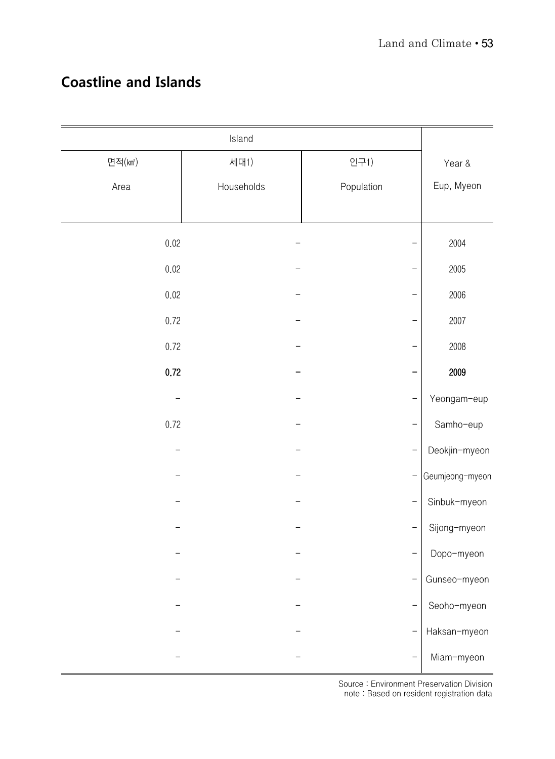## Coastline and Islands

| Island | | | |
|---|---|---|---|
| 면적(㎢) Area | 세대1) Households | 인구1) Population | Year & Eup, Myeon |
| 0.02 | – | – | 2004 |
| 0.02 | – | – | 2005 |
| 0.02 | – | – | 2006 |
| 0.72 | – | – | 2007 |
| 0.72 | – | – | 2008 |
| **0.72** | **–** | **–** | **2009** |
| – | – | – | Yeongam-eup |
| 0.72 | – | – | Samho-eup |
| – | – | – | Deokjin-myeon |
| – | – | – | Geumjeong-myeon |
| – | – | – | Sinbuk-myeon |
| – | – | – | Sijong-myeon |
| – | – | – | Dopo-myeon |
| – | – | – | Gunseo-myeon |
| – | – | – | Seoho-myeon |
| – | – | – | Haksan-myeon |
| – | – | – | Miam-myeon |

Source : Environment Preservation Division
note : Based on resident registration data